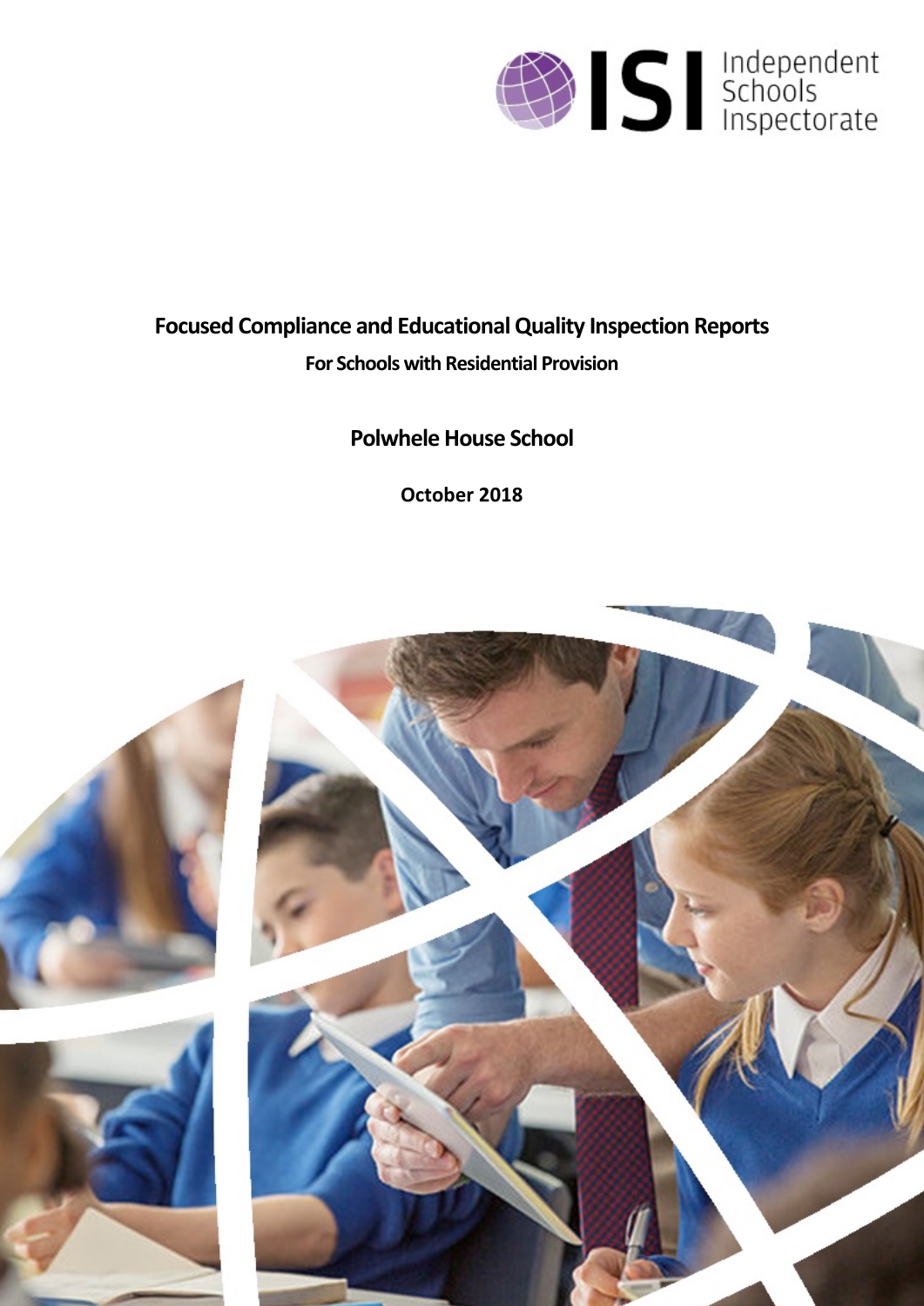Independent Schools Inspectorate

# Focused Compliance and Educational Quality Inspection Reports

## For Schools with Residential Provision

## Polwhele House School

**October 2018**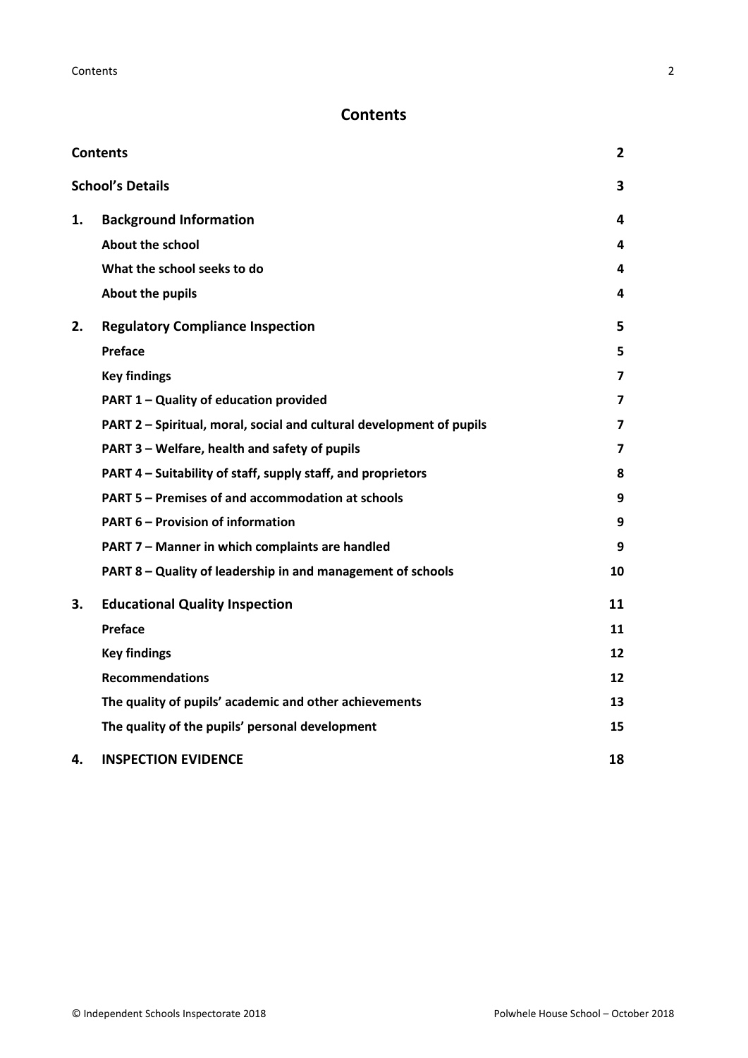# Contents

| | | |
|---|---|---|
| **Contents** | | **2** |
| **School's Details** | | **3** |
| **1.** | **Background Information** | **4** |
| | **About the school** | **4** |
| | **What the school seeks to do** | **4** |
| | **About the pupils** | **4** |
| **2.** | **Regulatory Compliance Inspection** | **5** |
| | **Preface** | **5** |
| | **Key findings** | **7** |
| | **PART 1 – Quality of education provided** | **7** |
| | **PART 2 – Spiritual, moral, social and cultural development of pupils** | **7** |
| | **PART 3 – Welfare, health and safety of pupils** | **7** |
| | **PART 4 – Suitability of staff, supply staff, and proprietors** | **8** |
| | **PART 5 – Premises of and accommodation at schools** | **9** |
| | **PART 6 – Provision of information** | **9** |
| | **PART 7 – Manner in which complaints are handled** | **9** |
| | **PART 8 – Quality of leadership in and management of schools** | **10** |
| **3.** | **Educational Quality Inspection** | **11** |
| | **Preface** | **11** |
| | **Key findings** | **12** |
| | **Recommendations** | **12** |
| | **The quality of pupils' academic and other achievements** | **13** |
| | **The quality of the pupils' personal development** | **15** |
| **4.** | **INSPECTION EVIDENCE** | **18** |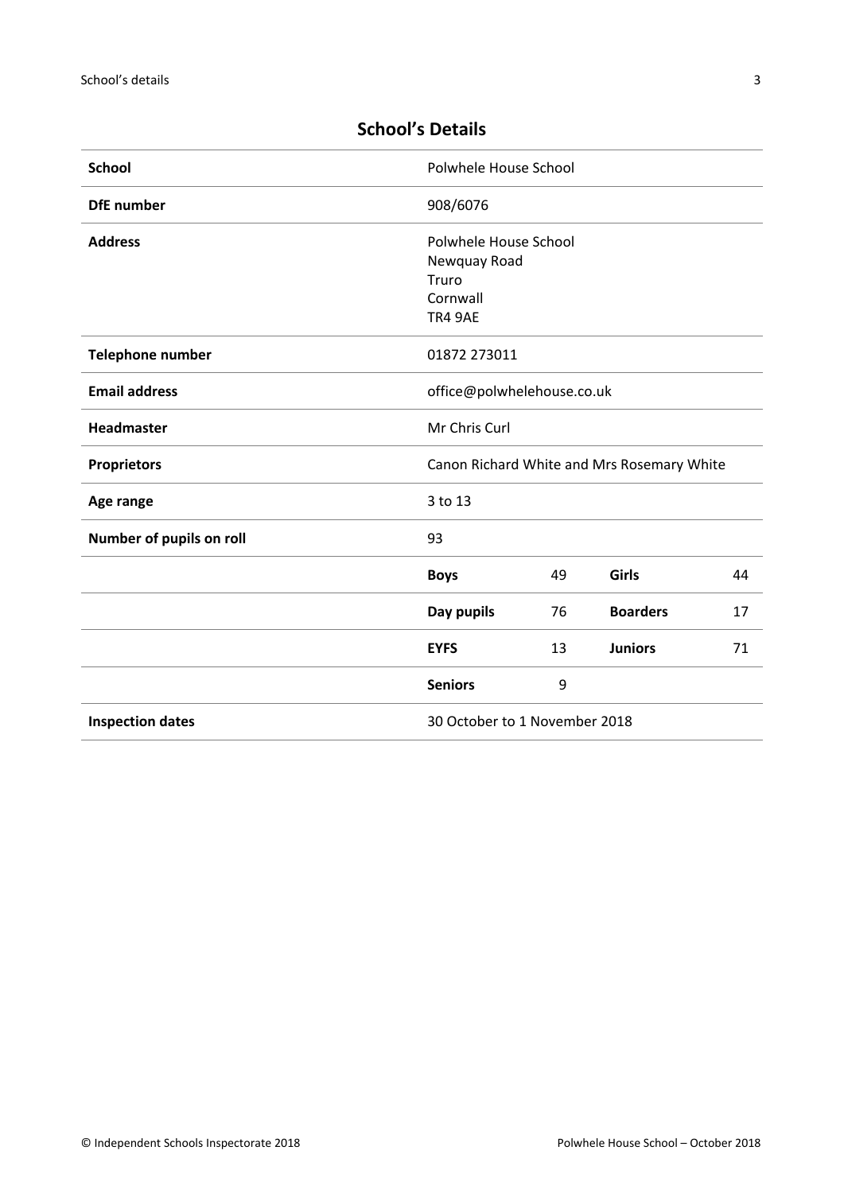## School's Details

| | | | | |
|---|---|---|---|---|
| **School** | Polwhele House School | | | |
| **DfE number** | 908/6076 | | | |
| **Address** | Polwhele House School<br>Newquay Road<br>Truro<br>Cornwall<br>TR4 9AE | | | |
| **Telephone number** | 01872 273011 | | | |
| **Email address** | office@polwhelehouse.co.uk | | | |
| **Headmaster** | Mr Chris Curl | | | |
| **Proprietors** | Canon Richard White and Mrs Rosemary White | | | |
| **Age range** | 3 to 13 | | | |
| **Number of pupils on roll** | 93 | | | |
| | **Boys** | 49 | **Girls** | 44 |
| | **Day pupils** | 76 | **Boarders** | 17 |
| | **EYFS** | 13 | **Juniors** | 71 |
| | **Seniors** | 9 | | |
| **Inspection dates** | 30 October to 1 November 2018 | | | |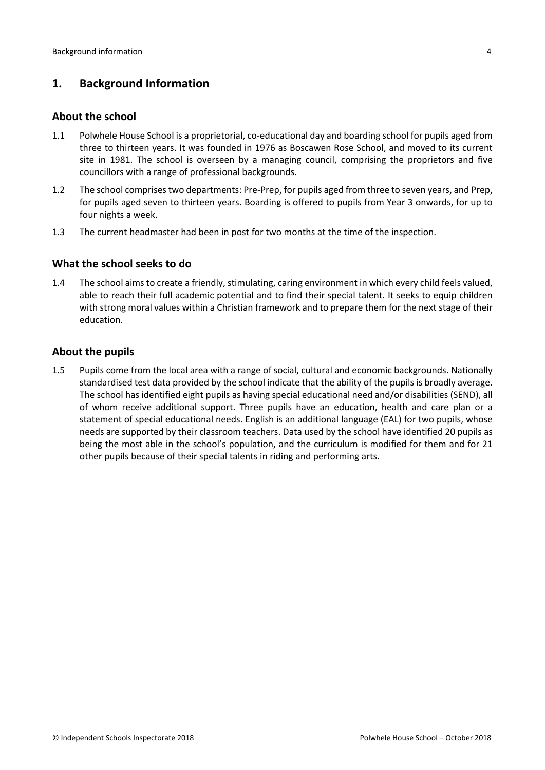## 1. Background Information

### About the school

1.1 Polwhele House School is a proprietorial, co-educational day and boarding school for pupils aged from three to thirteen years. It was founded in 1976 as Boscawen Rose School, and moved to its current site in 1981. The school is overseen by a managing council, comprising the proprietors and five councillors with a range of professional backgrounds.

1.2 The school comprises two departments: Pre-Prep, for pupils aged from three to seven years, and Prep, for pupils aged seven to thirteen years. Boarding is offered to pupils from Year 3 onwards, for up to four nights a week.

1.3 The current headmaster had been in post for two months at the time of the inspection.

### What the school seeks to do

1.4 The school aims to create a friendly, stimulating, caring environment in which every child feels valued, able to reach their full academic potential and to find their special talent. It seeks to equip children with strong moral values within a Christian framework and to prepare them for the next stage of their education.

### About the pupils

1.5 Pupils come from the local area with a range of social, cultural and economic backgrounds. Nationally standardised test data provided by the school indicate that the ability of the pupils is broadly average. The school has identified eight pupils as having special educational need and/or disabilities (SEND), all of whom receive additional support. Three pupils have an education, health and care plan or a statement of special educational needs. English is an additional language (EAL) for two pupils, whose needs are supported by their classroom teachers. Data used by the school have identified 20 pupils as being the most able in the school's population, and the curriculum is modified for them and for 21 other pupils because of their special talents in riding and performing arts.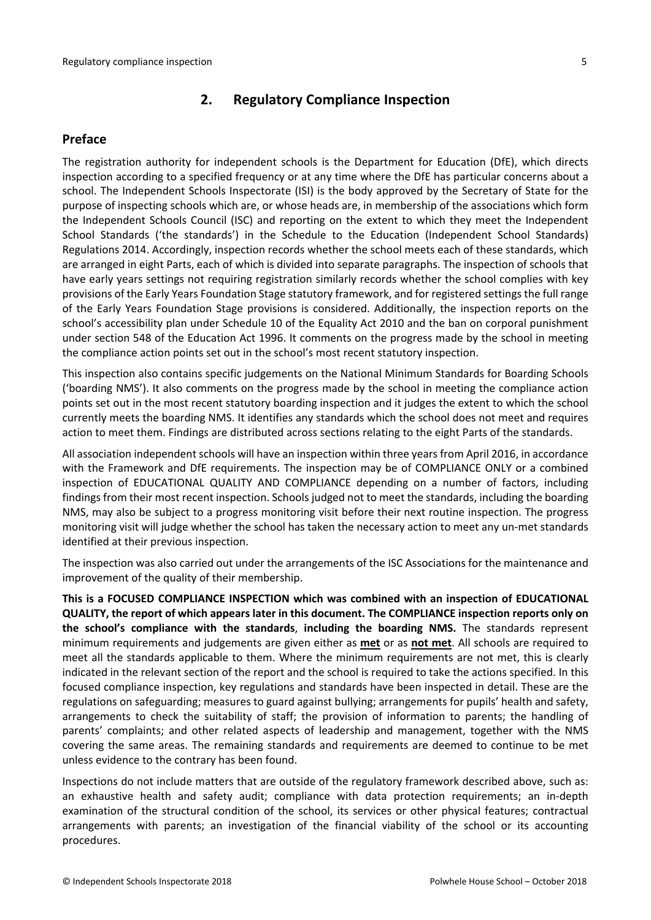## 2. Regulatory Compliance Inspection

### Preface

The registration authority for independent schools is the Department for Education (DfE), which directs inspection according to a specified frequency or at any time where the DfE has particular concerns about a school. The Independent Schools Inspectorate (ISI) is the body approved by the Secretary of State for the purpose of inspecting schools which are, or whose heads are, in membership of the associations which form the Independent Schools Council (ISC) and reporting on the extent to which they meet the Independent School Standards ('the standards') in the Schedule to the Education (Independent School Standards) Regulations 2014. Accordingly, inspection records whether the school meets each of these standards, which are arranged in eight Parts, each of which is divided into separate paragraphs. The inspection of schools that have early years settings not requiring registration similarly records whether the school complies with key provisions of the Early Years Foundation Stage statutory framework, and for registered settings the full range of the Early Years Foundation Stage provisions is considered. Additionally, the inspection reports on the school's accessibility plan under Schedule 10 of the Equality Act 2010 and the ban on corporal punishment under section 548 of the Education Act 1996. It comments on the progress made by the school in meeting the compliance action points set out in the school's most recent statutory inspection.

This inspection also contains specific judgements on the National Minimum Standards for Boarding Schools ('boarding NMS'). It also comments on the progress made by the school in meeting the compliance action points set out in the most recent statutory boarding inspection and it judges the extent to which the school currently meets the boarding NMS. It identifies any standards which the school does not meet and requires action to meet them. Findings are distributed across sections relating to the eight Parts of the standards.

All association independent schools will have an inspection within three years from April 2016, in accordance with the Framework and DfE requirements. The inspection may be of COMPLIANCE ONLY or a combined inspection of EDUCATIONAL QUALITY AND COMPLIANCE depending on a number of factors, including findings from their most recent inspection. Schools judged not to meet the standards, including the boarding NMS, may also be subject to a progress monitoring visit before their next routine inspection. The progress monitoring visit will judge whether the school has taken the necessary action to meet any un-met standards identified at their previous inspection.

The inspection was also carried out under the arrangements of the ISC Associations for the maintenance and improvement of the quality of their membership.

**This is a FOCUSED COMPLIANCE INSPECTION which was combined with an inspection of EDUCATIONAL QUALITY, the report of which appears later in this document. The COMPLIANCE inspection reports only on the school's compliance with the standards**, **including the boarding NMS.** The standards represent minimum requirements and judgements are given either as **met** or as **not met**. All schools are required to meet all the standards applicable to them. Where the minimum requirements are not met, this is clearly indicated in the relevant section of the report and the school is required to take the actions specified. In this focused compliance inspection, key regulations and standards have been inspected in detail. These are the regulations on safeguarding; measures to guard against bullying; arrangements for pupils' health and safety, arrangements to check the suitability of staff; the provision of information to parents; the handling of parents' complaints; and other related aspects of leadership and management, together with the NMS covering the same areas. The remaining standards and requirements are deemed to continue to be met unless evidence to the contrary has been found.

Inspections do not include matters that are outside of the regulatory framework described above, such as: an exhaustive health and safety audit; compliance with data protection requirements; an in-depth examination of the structural condition of the school, its services or other physical features; contractual arrangements with parents; an investigation of the financial viability of the school or its accounting procedures.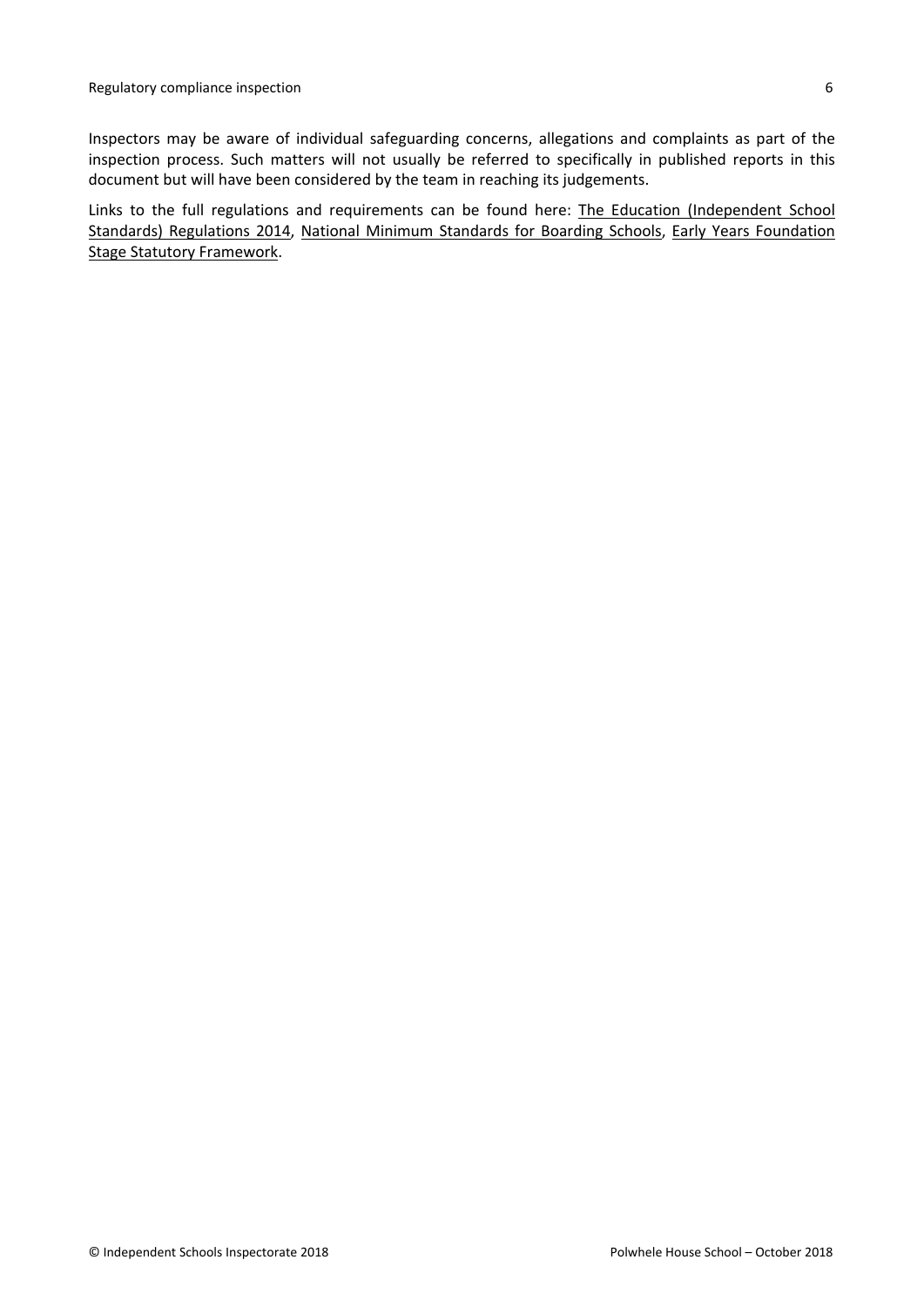Inspectors may be aware of individual safeguarding concerns, allegations and complaints as part of the inspection process. Such matters will not usually be referred to specifically in published reports in this document but will have been considered by the team in reaching its judgements.

Links to the full regulations and requirements can be found here: The Education (Independent School Standards) Regulations 2014, National Minimum Standards for Boarding Schools, Early Years Foundation Stage Statutory Framework.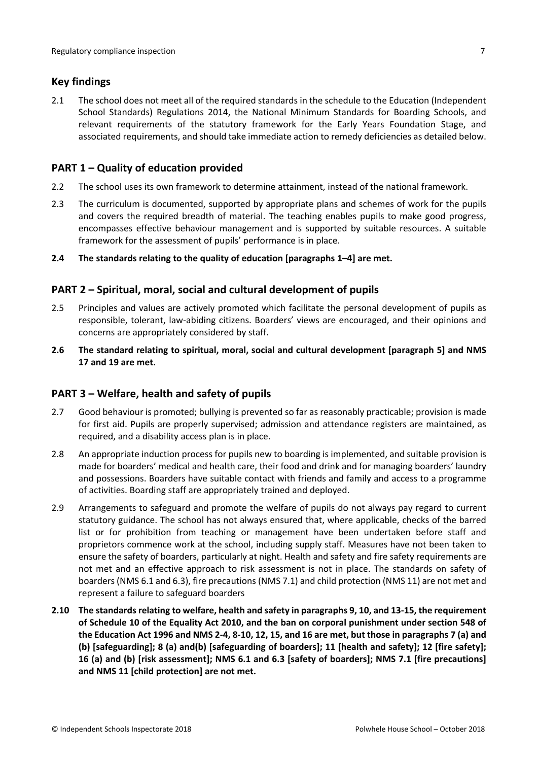## Key findings

2.1 The school does not meet all of the required standards in the schedule to the Education (Independent School Standards) Regulations 2014, the National Minimum Standards for Boarding Schools, and relevant requirements of the statutory framework for the Early Years Foundation Stage, and associated requirements, and should take immediate action to remedy deficiencies as detailed below.

## PART 1 – Quality of education provided

2.2 The school uses its own framework to determine attainment, instead of the national framework.

2.3 The curriculum is documented, supported by appropriate plans and schemes of work for the pupils and covers the required breadth of material. The teaching enables pupils to make good progress, encompasses effective behaviour management and is supported by suitable resources. A suitable framework for the assessment of pupils' performance is in place.

**2.4 The standards relating to the quality of education [paragraphs 1–4] are met.**

## PART 2 – Spiritual, moral, social and cultural development of pupils

2.5 Principles and values are actively promoted which facilitate the personal development of pupils as responsible, tolerant, law-abiding citizens. Boarders' views are encouraged, and their opinions and concerns are appropriately considered by staff.

**2.6 The standard relating to spiritual, moral, social and cultural development [paragraph 5] and NMS 17 and 19 are met.**

## PART 3 – Welfare, health and safety of pupils

2.7 Good behaviour is promoted; bullying is prevented so far as reasonably practicable; provision is made for first aid. Pupils are properly supervised; admission and attendance registers are maintained, as required, and a disability access plan is in place.

2.8 An appropriate induction process for pupils new to boarding is implemented, and suitable provision is made for boarders' medical and health care, their food and drink and for managing boarders' laundry and possessions. Boarders have suitable contact with friends and family and access to a programme of activities. Boarding staff are appropriately trained and deployed.

2.9 Arrangements to safeguard and promote the welfare of pupils do not always pay regard to current statutory guidance. The school has not always ensured that, where applicable, checks of the barred list or for prohibition from teaching or management have been undertaken before staff and proprietors commence work at the school, including supply staff. Measures have not been taken to ensure the safety of boarders, particularly at night. Health and safety and fire safety requirements are not met and an effective approach to risk assessment is not in place. The standards on safety of boarders (NMS 6.1 and 6.3), fire precautions (NMS 7.1) and child protection (NMS 11) are not met and represent a failure to safeguard boarders

**2.10 The standards relating to welfare, health and safety in paragraphs 9, 10, and 13-15, the requirement of Schedule 10 of the Equality Act 2010, and the ban on corporal punishment under section 548 of the Education Act 1996 and NMS 2-4, 8-10, 12, 15, and 16 are met, but those in paragraphs 7 (a) and (b) [safeguarding]; 8 (a) and(b) [safeguarding of boarders]; 11 [health and safety]; 12 [fire safety]; 16 (a) and (b) [risk assessment]; NMS 6.1 and 6.3 [safety of boarders]; NMS 7.1 [fire precautions] and NMS 11 [child protection] are not met.**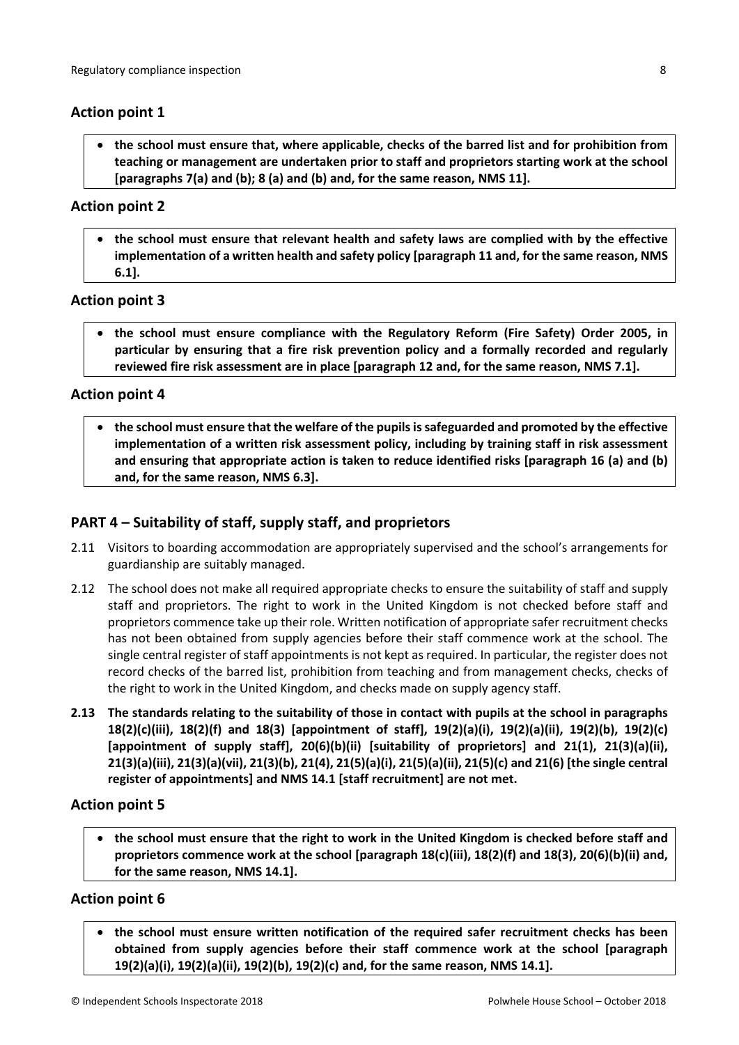### Action point 1

- **the school must ensure that, where applicable, checks of the barred list and for prohibition from teaching or management are undertaken prior to staff and proprietors starting work at the school [paragraphs 7(a) and (b); 8 (a) and (b) and, for the same reason, NMS 11].**

### Action point 2

- **the school must ensure that relevant health and safety laws are complied with by the effective implementation of a written health and safety policy [paragraph 11 and, for the same reason, NMS 6.1].**

### Action point 3

- **the school must ensure compliance with the Regulatory Reform (Fire Safety) Order 2005, in particular by ensuring that a fire risk prevention policy and a formally recorded and regularly reviewed fire risk assessment are in place [paragraph 12 and, for the same reason, NMS 7.1].**

### Action point 4

- **the school must ensure that the welfare of the pupils is safeguarded and promoted by the effective implementation of a written risk assessment policy, including by training staff in risk assessment and ensuring that appropriate action is taken to reduce identified risks [paragraph 16 (a) and (b) and, for the same reason, NMS 6.3].**

## PART 4 – Suitability of staff, supply staff, and proprietors

2.11 Visitors to boarding accommodation are appropriately supervised and the school's arrangements for guardianship are suitably managed.

2.12 The school does not make all required appropriate checks to ensure the suitability of staff and supply staff and proprietors. The right to work in the United Kingdom is not checked before staff and proprietors commence take up their role. Written notification of appropriate safer recruitment checks has not been obtained from supply agencies before their staff commence work at the school. The single central register of staff appointments is not kept as required. In particular, the register does not record checks of the barred list, prohibition from teaching and from management checks, checks of the right to work in the United Kingdom, and checks made on supply agency staff.

**2.13 The standards relating to the suitability of those in contact with pupils at the school in paragraphs 18(2)(c)(iii), 18(2)(f) and 18(3) [appointment of staff], 19(2)(a)(i), 19(2)(a)(ii), 19(2)(b), 19(2)(c) [appointment of supply staff], 20(6)(b)(ii) [suitability of proprietors] and 21(1), 21(3)(a)(ii), 21(3)(a)(iii), 21(3)(a)(vii), 21(3)(b), 21(4), 21(5)(a)(i), 21(5)(a)(ii), 21(5)(c) and 21(6) [the single central register of appointments] and NMS 14.1 [staff recruitment] are not met.**

### Action point 5

- **the school must ensure that the right to work in the United Kingdom is checked before staff and proprietors commence work at the school [paragraph 18(c)(iii), 18(2)(f) and 18(3), 20(6)(b)(ii) and, for the same reason, NMS 14.1].**

### Action point 6

- **the school must ensure written notification of the required safer recruitment checks has been obtained from supply agencies before their staff commence work at the school [paragraph 19(2)(a)(i), 19(2)(a)(ii), 19(2)(b), 19(2)(c) and, for the same reason, NMS 14.1].**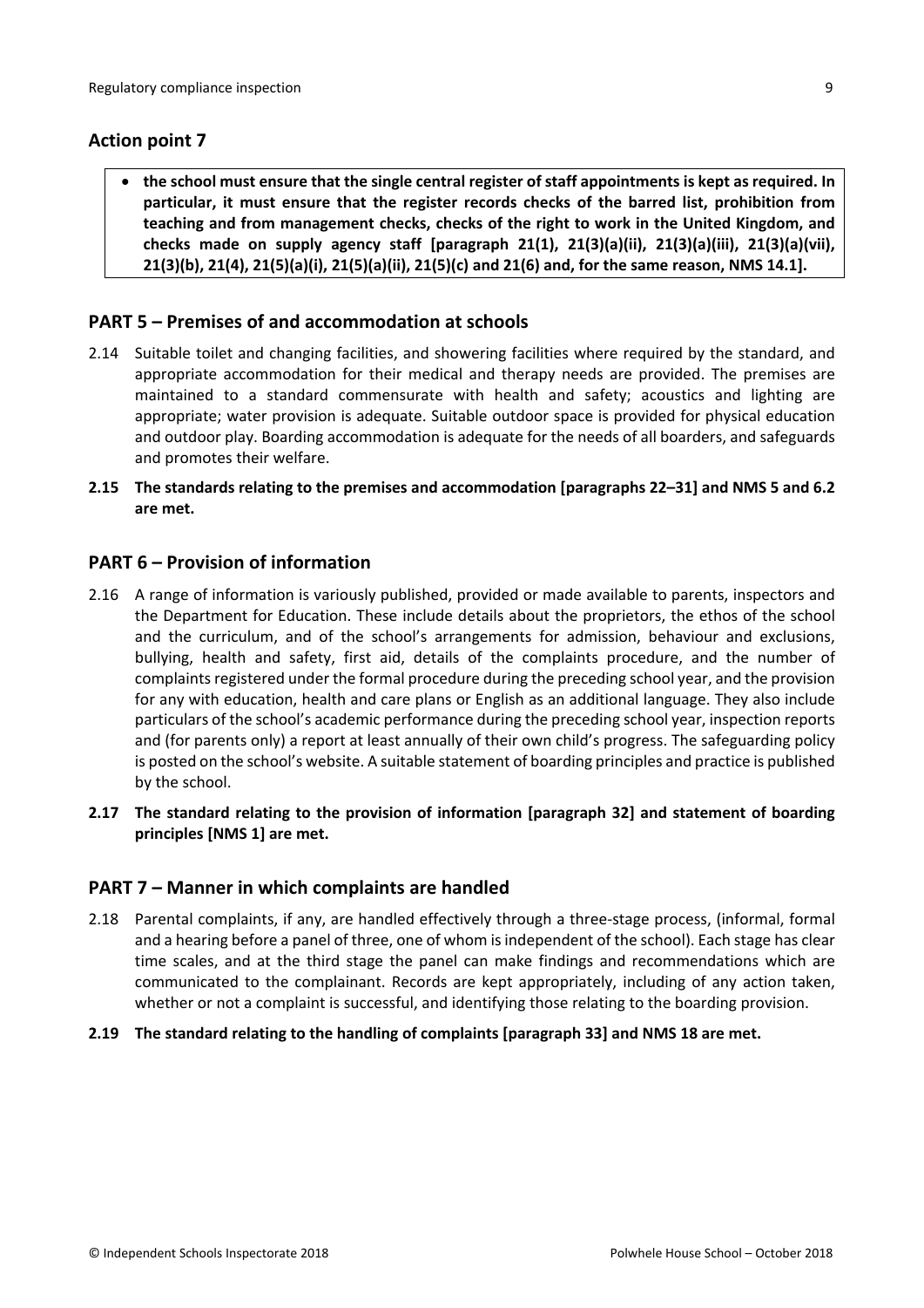## Action point 7

- **the school must ensure that the single central register of staff appointments is kept as required. In particular, it must ensure that the register records checks of the barred list, prohibition from teaching and from management checks, checks of the right to work in the United Kingdom, and checks made on supply agency staff [paragraph 21(1), 21(3)(a)(ii), 21(3)(a)(iii), 21(3)(a)(vii), 21(3)(b), 21(4), 21(5)(a)(i), 21(5)(a)(ii), 21(5)(c) and 21(6) and, for the same reason, NMS 14.1].**

## PART 5 – Premises of and accommodation at schools

2.14 Suitable toilet and changing facilities, and showering facilities where required by the standard, and appropriate accommodation for their medical and therapy needs are provided. The premises are maintained to a standard commensurate with health and safety; acoustics and lighting are appropriate; water provision is adequate. Suitable outdoor space is provided for physical education and outdoor play. Boarding accommodation is adequate for the needs of all boarders, and safeguards and promotes their welfare.

**2.15 The standards relating to the premises and accommodation [paragraphs 22–31] and NMS 5 and 6.2 are met.**

## PART 6 – Provision of information

2.16 A range of information is variously published, provided or made available to parents, inspectors and the Department for Education. These include details about the proprietors, the ethos of the school and the curriculum, and of the school's arrangements for admission, behaviour and exclusions, bullying, health and safety, first aid, details of the complaints procedure, and the number of complaints registered under the formal procedure during the preceding school year, and the provision for any with education, health and care plans or English as an additional language. They also include particulars of the school's academic performance during the preceding school year, inspection reports and (for parents only) a report at least annually of their own child's progress. The safeguarding policy is posted on the school's website. A suitable statement of boarding principles and practice is published by the school.

**2.17 The standard relating to the provision of information [paragraph 32] and statement of boarding principles [NMS 1] are met.**

## PART 7 – Manner in which complaints are handled

2.18 Parental complaints, if any, are handled effectively through a three-stage process, (informal, formal and a hearing before a panel of three, one of whom is independent of the school). Each stage has clear time scales, and at the third stage the panel can make findings and recommendations which are communicated to the complainant. Records are kept appropriately, including of any action taken, whether or not a complaint is successful, and identifying those relating to the boarding provision.

**2.19 The standard relating to the handling of complaints [paragraph 33] and NMS 18 are met.**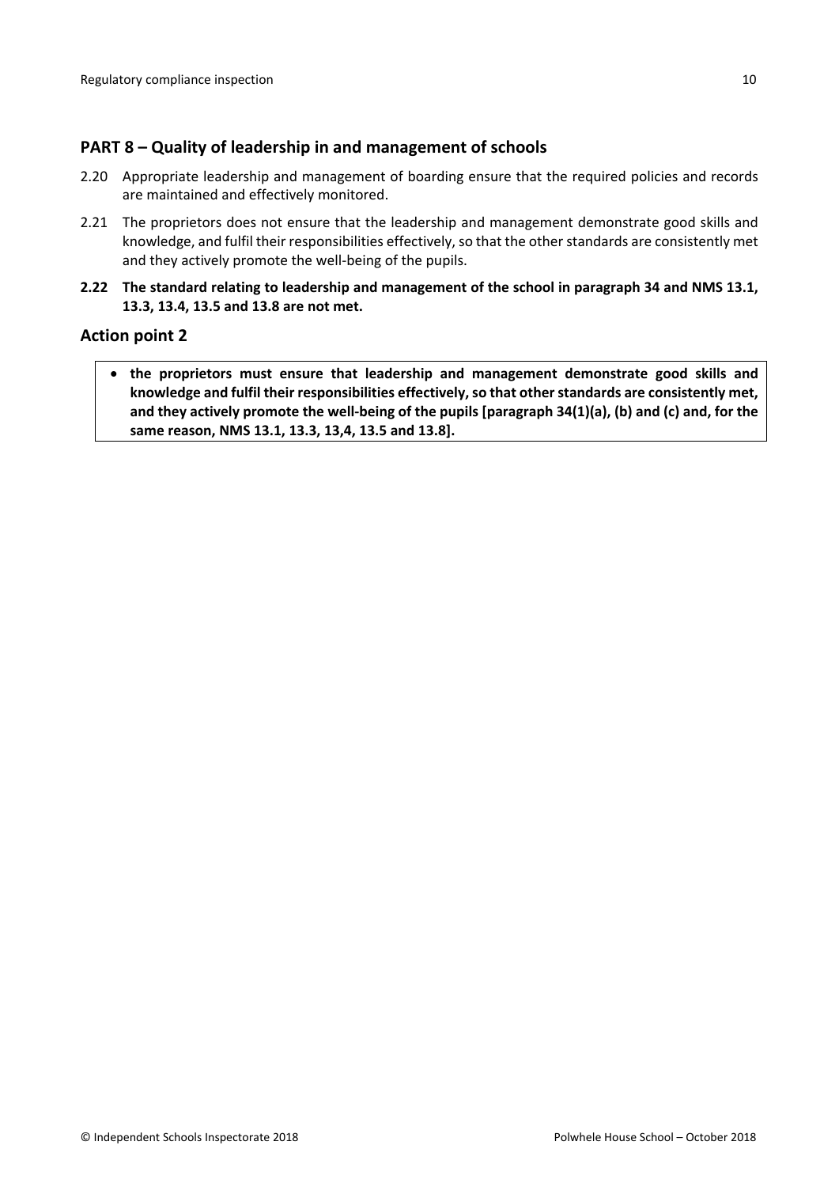## PART 8 – Quality of leadership in and management of schools

2.20 Appropriate leadership and management of boarding ensure that the required policies and records are maintained and effectively monitored.

2.21 The proprietors does not ensure that the leadership and management demonstrate good skills and knowledge, and fulfil their responsibilities effectively, so that the other standards are consistently met and they actively promote the well-being of the pupils.

**2.22 The standard relating to leadership and management of the school in paragraph 34 and NMS 13.1, 13.3, 13.4, 13.5 and 13.8 are not met.**

## Action point 2

- **the proprietors must ensure that leadership and management demonstrate good skills and knowledge and fulfil their responsibilities effectively, so that other standards are consistently met, and they actively promote the well-being of the pupils [paragraph 34(1)(a), (b) and (c) and, for the same reason, NMS 13.1, 13.3, 13,4, 13.5 and 13.8].**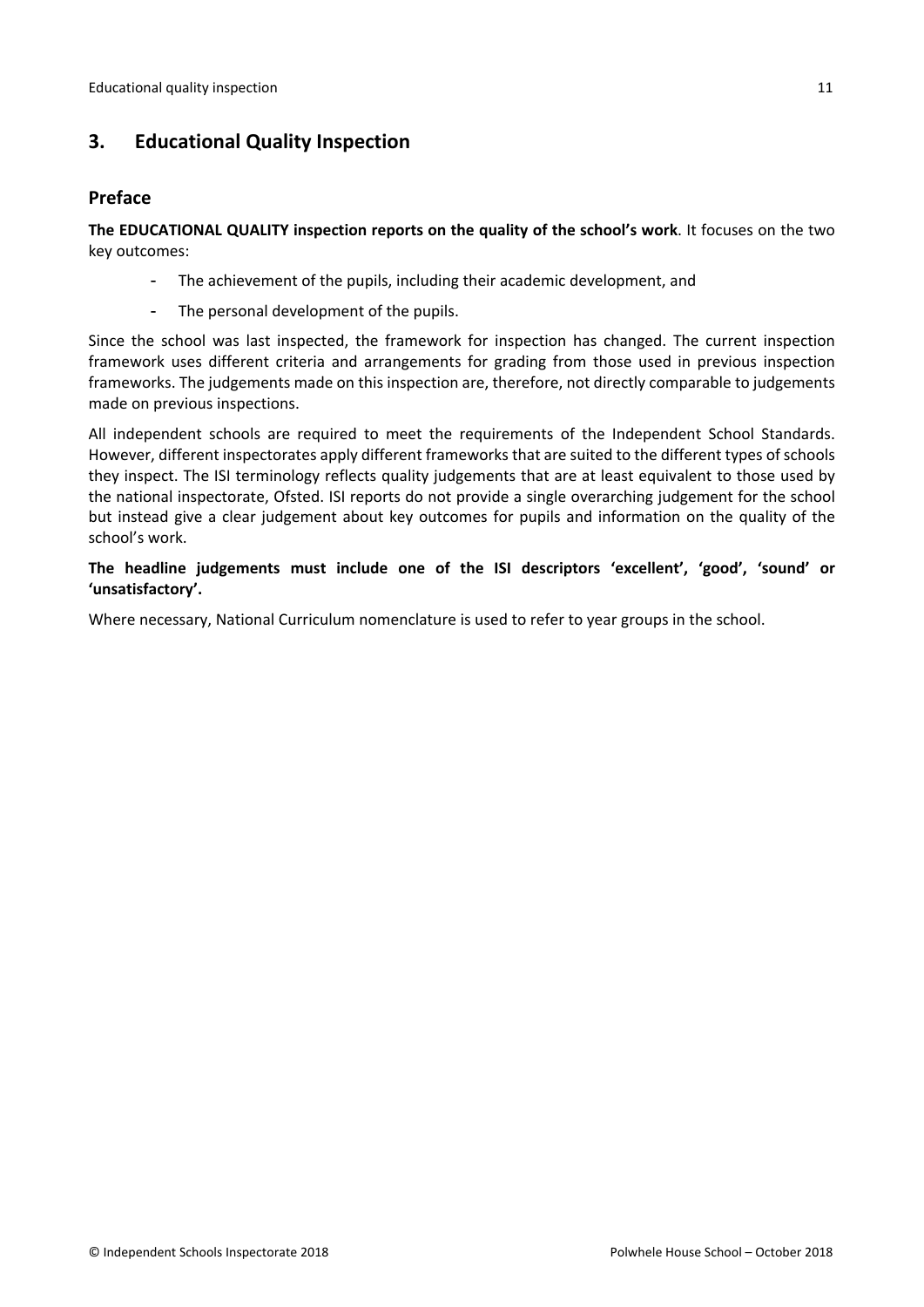## 3. Educational Quality Inspection

### Preface

**The EDUCATIONAL QUALITY inspection reports on the quality of the school's work**. It focuses on the two key outcomes:

- The achievement of the pupils, including their academic development, and
- The personal development of the pupils.

Since the school was last inspected, the framework for inspection has changed. The current inspection framework uses different criteria and arrangements for grading from those used in previous inspection frameworks. The judgements made on this inspection are, therefore, not directly comparable to judgements made on previous inspections.

All independent schools are required to meet the requirements of the Independent School Standards. However, different inspectorates apply different frameworks that are suited to the different types of schools they inspect. The ISI terminology reflects quality judgements that are at least equivalent to those used by the national inspectorate, Ofsted. ISI reports do not provide a single overarching judgement for the school but instead give a clear judgement about key outcomes for pupils and information on the quality of the school's work.

**The headline judgements must include one of the ISI descriptors 'excellent', 'good', 'sound' or 'unsatisfactory'.**

Where necessary, National Curriculum nomenclature is used to refer to year groups in the school.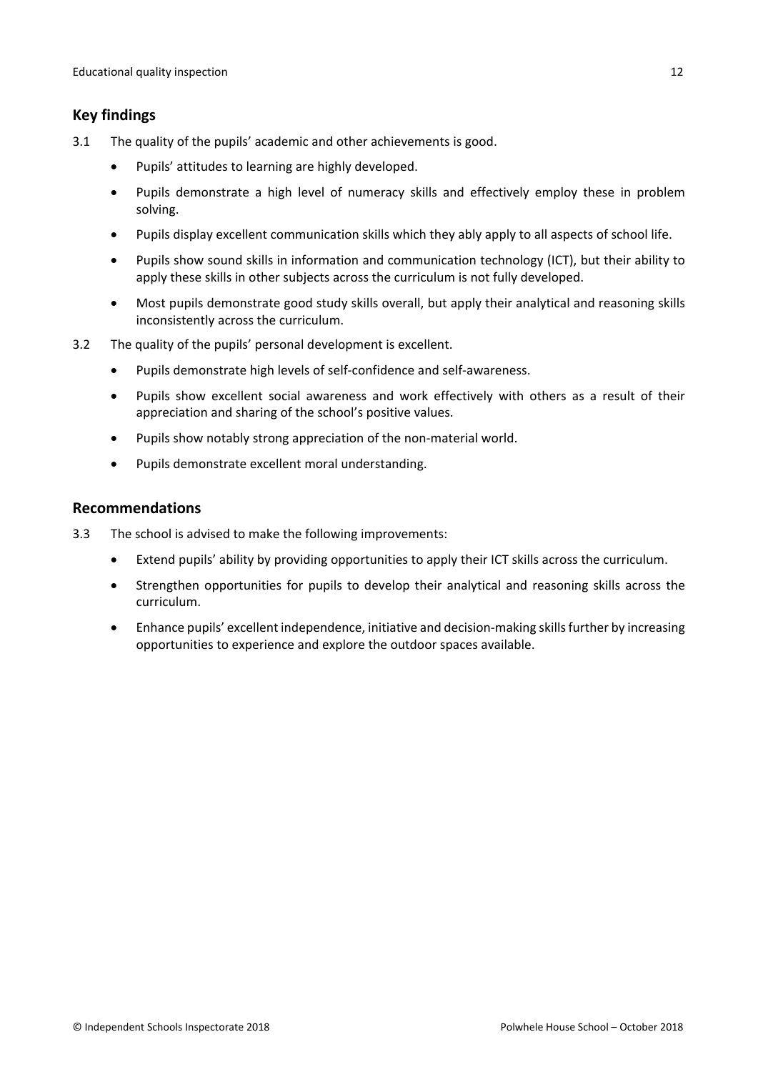## Key findings

3.1 The quality of the pupils' academic and other achievements is good.

- Pupils' attitudes to learning are highly developed.
- Pupils demonstrate a high level of numeracy skills and effectively employ these in problem solving.
- Pupils display excellent communication skills which they ably apply to all aspects of school life.
- Pupils show sound skills in information and communication technology (ICT), but their ability to apply these skills in other subjects across the curriculum is not fully developed.
- Most pupils demonstrate good study skills overall, but apply their analytical and reasoning skills inconsistently across the curriculum.

3.2 The quality of the pupils' personal development is excellent.

- Pupils demonstrate high levels of self-confidence and self-awareness.
- Pupils show excellent social awareness and work effectively with others as a result of their appreciation and sharing of the school's positive values.
- Pupils show notably strong appreciation of the non-material world.
- Pupils demonstrate excellent moral understanding.

## Recommendations

3.3 The school is advised to make the following improvements:

- Extend pupils' ability by providing opportunities to apply their ICT skills across the curriculum.
- Strengthen opportunities for pupils to develop their analytical and reasoning skills across the curriculum.
- Enhance pupils' excellent independence, initiative and decision-making skills further by increasing opportunities to experience and explore the outdoor spaces available.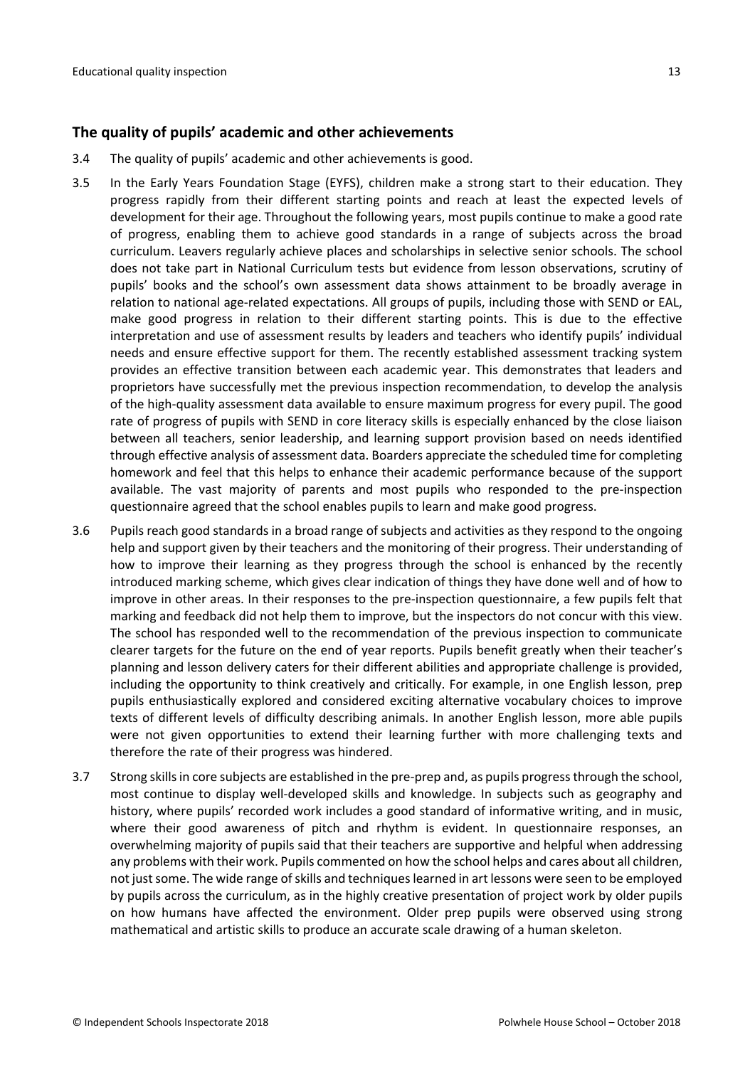## The quality of pupils' academic and other achievements

3.4 The quality of pupils' academic and other achievements is good.

3.5 In the Early Years Foundation Stage (EYFS), children make a strong start to their education. They progress rapidly from their different starting points and reach at least the expected levels of development for their age. Throughout the following years, most pupils continue to make a good rate of progress, enabling them to achieve good standards in a range of subjects across the broad curriculum. Leavers regularly achieve places and scholarships in selective senior schools. The school does not take part in National Curriculum tests but evidence from lesson observations, scrutiny of pupils' books and the school's own assessment data shows attainment to be broadly average in relation to national age-related expectations. All groups of pupils, including those with SEND or EAL, make good progress in relation to their different starting points. This is due to the effective interpretation and use of assessment results by leaders and teachers who identify pupils' individual needs and ensure effective support for them. The recently established assessment tracking system provides an effective transition between each academic year. This demonstrates that leaders and proprietors have successfully met the previous inspection recommendation, to develop the analysis of the high-quality assessment data available to ensure maximum progress for every pupil. The good rate of progress of pupils with SEND in core literacy skills is especially enhanced by the close liaison between all teachers, senior leadership, and learning support provision based on needs identified through effective analysis of assessment data. Boarders appreciate the scheduled time for completing homework and feel that this helps to enhance their academic performance because of the support available. The vast majority of parents and most pupils who responded to the pre-inspection questionnaire agreed that the school enables pupils to learn and make good progress.

3.6 Pupils reach good standards in a broad range of subjects and activities as they respond to the ongoing help and support given by their teachers and the monitoring of their progress. Their understanding of how to improve their learning as they progress through the school is enhanced by the recently introduced marking scheme, which gives clear indication of things they have done well and of how to improve in other areas. In their responses to the pre-inspection questionnaire, a few pupils felt that marking and feedback did not help them to improve, but the inspectors do not concur with this view. The school has responded well to the recommendation of the previous inspection to communicate clearer targets for the future on the end of year reports. Pupils benefit greatly when their teacher's planning and lesson delivery caters for their different abilities and appropriate challenge is provided, including the opportunity to think creatively and critically. For example, in one English lesson, prep pupils enthusiastically explored and considered exciting alternative vocabulary choices to improve texts of different levels of difficulty describing animals. In another English lesson, more able pupils were not given opportunities to extend their learning further with more challenging texts and therefore the rate of their progress was hindered.

3.7 Strong skills in core subjects are established in the pre-prep and, as pupils progress through the school, most continue to display well-developed skills and knowledge. In subjects such as geography and history, where pupils' recorded work includes a good standard of informative writing, and in music, where their good awareness of pitch and rhythm is evident. In questionnaire responses, an overwhelming majority of pupils said that their teachers are supportive and helpful when addressing any problems with their work. Pupils commented on how the school helps and cares about all children, not just some. The wide range of skills and techniques learned in art lessons were seen to be employed by pupils across the curriculum, as in the highly creative presentation of project work by older pupils on how humans have affected the environment. Older prep pupils were observed using strong mathematical and artistic skills to produce an accurate scale drawing of a human skeleton.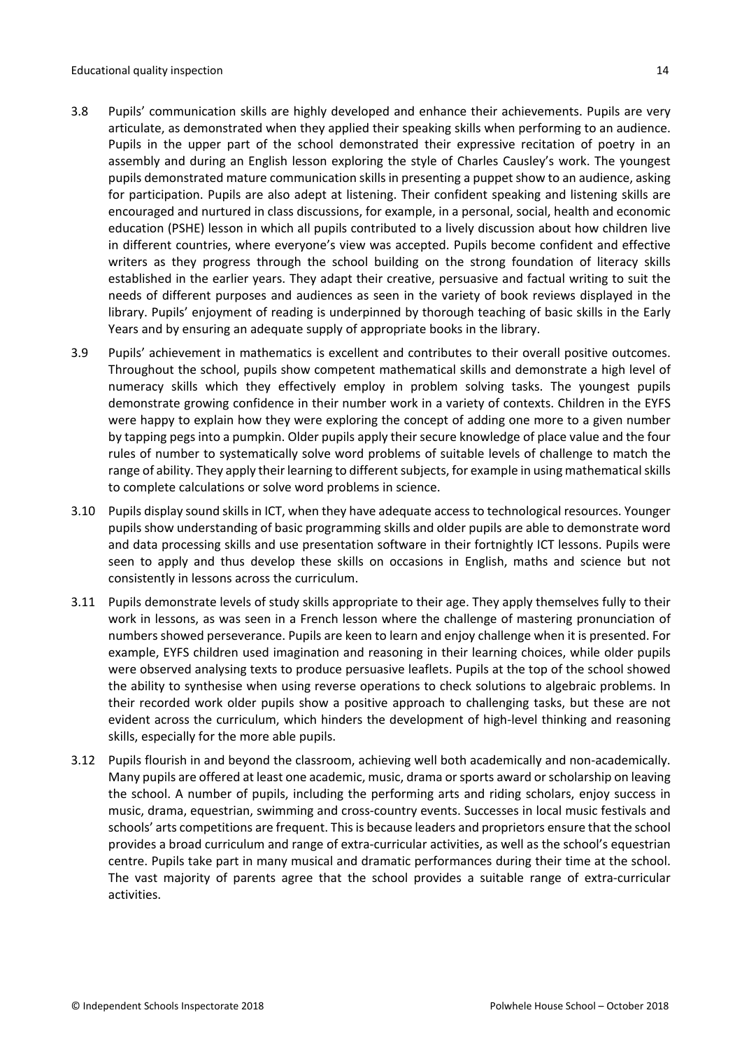3.8 Pupils' communication skills are highly developed and enhance their achievements. Pupils are very articulate, as demonstrated when they applied their speaking skills when performing to an audience. Pupils in the upper part of the school demonstrated their expressive recitation of poetry in an assembly and during an English lesson exploring the style of Charles Causley's work. The youngest pupils demonstrated mature communication skills in presenting a puppet show to an audience, asking for participation. Pupils are also adept at listening. Their confident speaking and listening skills are encouraged and nurtured in class discussions, for example, in a personal, social, health and economic education (PSHE) lesson in which all pupils contributed to a lively discussion about how children live in different countries, where everyone's view was accepted. Pupils become confident and effective writers as they progress through the school building on the strong foundation of literacy skills established in the earlier years. They adapt their creative, persuasive and factual writing to suit the needs of different purposes and audiences as seen in the variety of book reviews displayed in the library. Pupils' enjoyment of reading is underpinned by thorough teaching of basic skills in the Early Years and by ensuring an adequate supply of appropriate books in the library.

3.9 Pupils' achievement in mathematics is excellent and contributes to their overall positive outcomes. Throughout the school, pupils show competent mathematical skills and demonstrate a high level of numeracy skills which they effectively employ in problem solving tasks. The youngest pupils demonstrate growing confidence in their number work in a variety of contexts. Children in the EYFS were happy to explain how they were exploring the concept of adding one more to a given number by tapping pegs into a pumpkin. Older pupils apply their secure knowledge of place value and the four rules of number to systematically solve word problems of suitable levels of challenge to match the range of ability. They apply their learning to different subjects, for example in using mathematical skills to complete calculations or solve word problems in science.

3.10 Pupils display sound skills in ICT, when they have adequate access to technological resources. Younger pupils show understanding of basic programming skills and older pupils are able to demonstrate word and data processing skills and use presentation software in their fortnightly ICT lessons. Pupils were seen to apply and thus develop these skills on occasions in English, maths and science but not consistently in lessons across the curriculum.

3.11 Pupils demonstrate levels of study skills appropriate to their age. They apply themselves fully to their work in lessons, as was seen in a French lesson where the challenge of mastering pronunciation of numbers showed perseverance. Pupils are keen to learn and enjoy challenge when it is presented. For example, EYFS children used imagination and reasoning in their learning choices, while older pupils were observed analysing texts to produce persuasive leaflets. Pupils at the top of the school showed the ability to synthesise when using reverse operations to check solutions to algebraic problems. In their recorded work older pupils show a positive approach to challenging tasks, but these are not evident across the curriculum, which hinders the development of high-level thinking and reasoning skills, especially for the more able pupils.

3.12 Pupils flourish in and beyond the classroom, achieving well both academically and non-academically. Many pupils are offered at least one academic, music, drama or sports award or scholarship on leaving the school. A number of pupils, including the performing arts and riding scholars, enjoy success in music, drama, equestrian, swimming and cross-country events. Successes in local music festivals and schools' arts competitions are frequent. This is because leaders and proprietors ensure that the school provides a broad curriculum and range of extra-curricular activities, as well as the school's equestrian centre. Pupils take part in many musical and dramatic performances during their time at the school. The vast majority of parents agree that the school provides a suitable range of extra-curricular activities.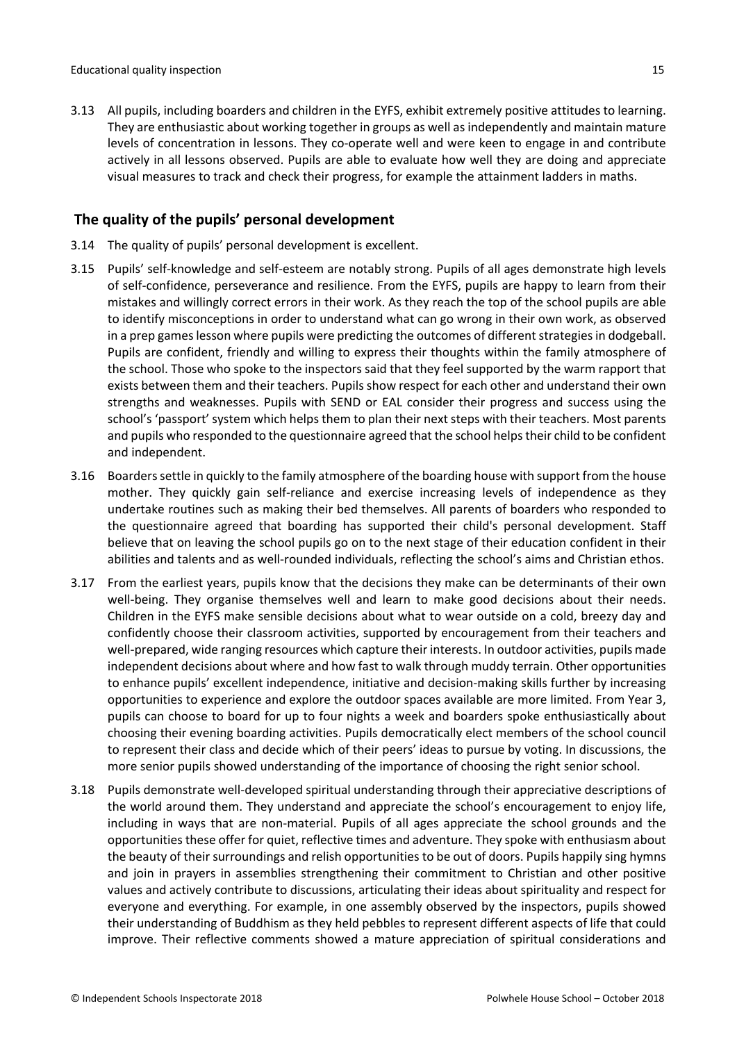3.13 All pupils, including boarders and children in the EYFS, exhibit extremely positive attitudes to learning. They are enthusiastic about working together in groups as well as independently and maintain mature levels of concentration in lessons. They co-operate well and were keen to engage in and contribute actively in all lessons observed. Pupils are able to evaluate how well they are doing and appreciate visual measures to track and check their progress, for example the attainment ladders in maths.

## The quality of the pupils' personal development

3.14 The quality of pupils' personal development is excellent.

3.15 Pupils' self-knowledge and self-esteem are notably strong. Pupils of all ages demonstrate high levels of self-confidence, perseverance and resilience. From the EYFS, pupils are happy to learn from their mistakes and willingly correct errors in their work. As they reach the top of the school pupils are able to identify misconceptions in order to understand what can go wrong in their own work, as observed in a prep games lesson where pupils were predicting the outcomes of different strategies in dodgeball. Pupils are confident, friendly and willing to express their thoughts within the family atmosphere of the school. Those who spoke to the inspectors said that they feel supported by the warm rapport that exists between them and their teachers. Pupils show respect for each other and understand their own strengths and weaknesses. Pupils with SEND or EAL consider their progress and success using the school's 'passport' system which helps them to plan their next steps with their teachers. Most parents and pupils who responded to the questionnaire agreed that the school helps their child to be confident and independent.

3.16 Boarders settle in quickly to the family atmosphere of the boarding house with support from the house mother. They quickly gain self-reliance and exercise increasing levels of independence as they undertake routines such as making their bed themselves. All parents of boarders who responded to the questionnaire agreed that boarding has supported their child's personal development. Staff believe that on leaving the school pupils go on to the next stage of their education confident in their abilities and talents and as well-rounded individuals, reflecting the school's aims and Christian ethos.

3.17 From the earliest years, pupils know that the decisions they make can be determinants of their own well-being. They organise themselves well and learn to make good decisions about their needs. Children in the EYFS make sensible decisions about what to wear outside on a cold, breezy day and confidently choose their classroom activities, supported by encouragement from their teachers and well-prepared, wide ranging resources which capture their interests. In outdoor activities, pupils made independent decisions about where and how fast to walk through muddy terrain. Other opportunities to enhance pupils' excellent independence, initiative and decision-making skills further by increasing opportunities to experience and explore the outdoor spaces available are more limited. From Year 3, pupils can choose to board for up to four nights a week and boarders spoke enthusiastically about choosing their evening boarding activities. Pupils democratically elect members of the school council to represent their class and decide which of their peers' ideas to pursue by voting. In discussions, the more senior pupils showed understanding of the importance of choosing the right senior school.

3.18 Pupils demonstrate well-developed spiritual understanding through their appreciative descriptions of the world around them. They understand and appreciate the school's encouragement to enjoy life, including in ways that are non-material. Pupils of all ages appreciate the school grounds and the opportunities these offer for quiet, reflective times and adventure. They spoke with enthusiasm about the beauty of their surroundings and relish opportunities to be out of doors. Pupils happily sing hymns and join in prayers in assemblies strengthening their commitment to Christian and other positive values and actively contribute to discussions, articulating their ideas about spirituality and respect for everyone and everything. For example, in one assembly observed by the inspectors, pupils showed their understanding of Buddhism as they held pebbles to represent different aspects of life that could improve. Their reflective comments showed a mature appreciation of spiritual considerations and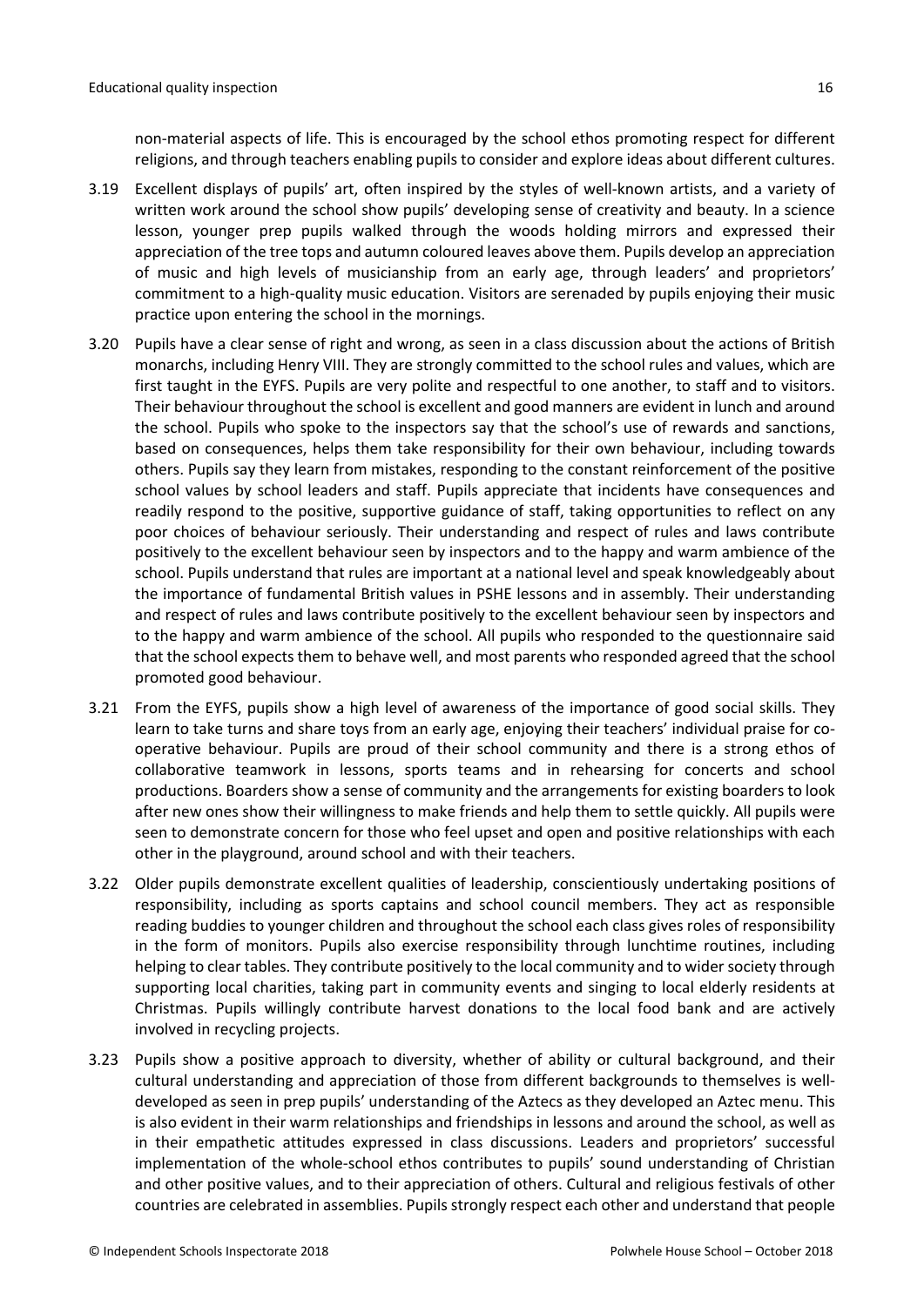non-material aspects of life. This is encouraged by the school ethos promoting respect for different religions, and through teachers enabling pupils to consider and explore ideas about different cultures.

3.19 Excellent displays of pupils' art, often inspired by the styles of well-known artists, and a variety of written work around the school show pupils' developing sense of creativity and beauty. In a science lesson, younger prep pupils walked through the woods holding mirrors and expressed their appreciation of the tree tops and autumn coloured leaves above them. Pupils develop an appreciation of music and high levels of musicianship from an early age, through leaders' and proprietors' commitment to a high-quality music education. Visitors are serenaded by pupils enjoying their music practice upon entering the school in the mornings.

3.20 Pupils have a clear sense of right and wrong, as seen in a class discussion about the actions of British monarchs, including Henry VIII. They are strongly committed to the school rules and values, which are first taught in the EYFS. Pupils are very polite and respectful to one another, to staff and to visitors. Their behaviour throughout the school is excellent and good manners are evident in lunch and around the school. Pupils who spoke to the inspectors say that the school's use of rewards and sanctions, based on consequences, helps them take responsibility for their own behaviour, including towards others. Pupils say they learn from mistakes, responding to the constant reinforcement of the positive school values by school leaders and staff. Pupils appreciate that incidents have consequences and readily respond to the positive, supportive guidance of staff, taking opportunities to reflect on any poor choices of behaviour seriously. Their understanding and respect of rules and laws contribute positively to the excellent behaviour seen by inspectors and to the happy and warm ambience of the school. Pupils understand that rules are important at a national level and speak knowledgeably about the importance of fundamental British values in PSHE lessons and in assembly. Their understanding and respect of rules and laws contribute positively to the excellent behaviour seen by inspectors and to the happy and warm ambience of the school. All pupils who responded to the questionnaire said that the school expects them to behave well, and most parents who responded agreed that the school promoted good behaviour.

3.21 From the EYFS, pupils show a high level of awareness of the importance of good social skills. They learn to take turns and share toys from an early age, enjoying their teachers' individual praise for co-operative behaviour. Pupils are proud of their school community and there is a strong ethos of collaborative teamwork in lessons, sports teams and in rehearsing for concerts and school productions. Boarders show a sense of community and the arrangements for existing boarders to look after new ones show their willingness to make friends and help them to settle quickly. All pupils were seen to demonstrate concern for those who feel upset and open and positive relationships with each other in the playground, around school and with their teachers.

3.22 Older pupils demonstrate excellent qualities of leadership, conscientiously undertaking positions of responsibility, including as sports captains and school council members. They act as responsible reading buddies to younger children and throughout the school each class gives roles of responsibility in the form of monitors. Pupils also exercise responsibility through lunchtime routines, including helping to clear tables. They contribute positively to the local community and to wider society through supporting local charities, taking part in community events and singing to local elderly residents at Christmas. Pupils willingly contribute harvest donations to the local food bank and are actively involved in recycling projects.

3.23 Pupils show a positive approach to diversity, whether of ability or cultural background, and their cultural understanding and appreciation of those from different backgrounds to themselves is well-developed as seen in prep pupils' understanding of the Aztecs as they developed an Aztec menu. This is also evident in their warm relationships and friendships in lessons and around the school, as well as in their empathetic attitudes expressed in class discussions. Leaders and proprietors' successful implementation of the whole-school ethos contributes to pupils' sound understanding of Christian and other positive values, and to their appreciation of others. Cultural and religious festivals of other countries are celebrated in assemblies. Pupils strongly respect each other and understand that people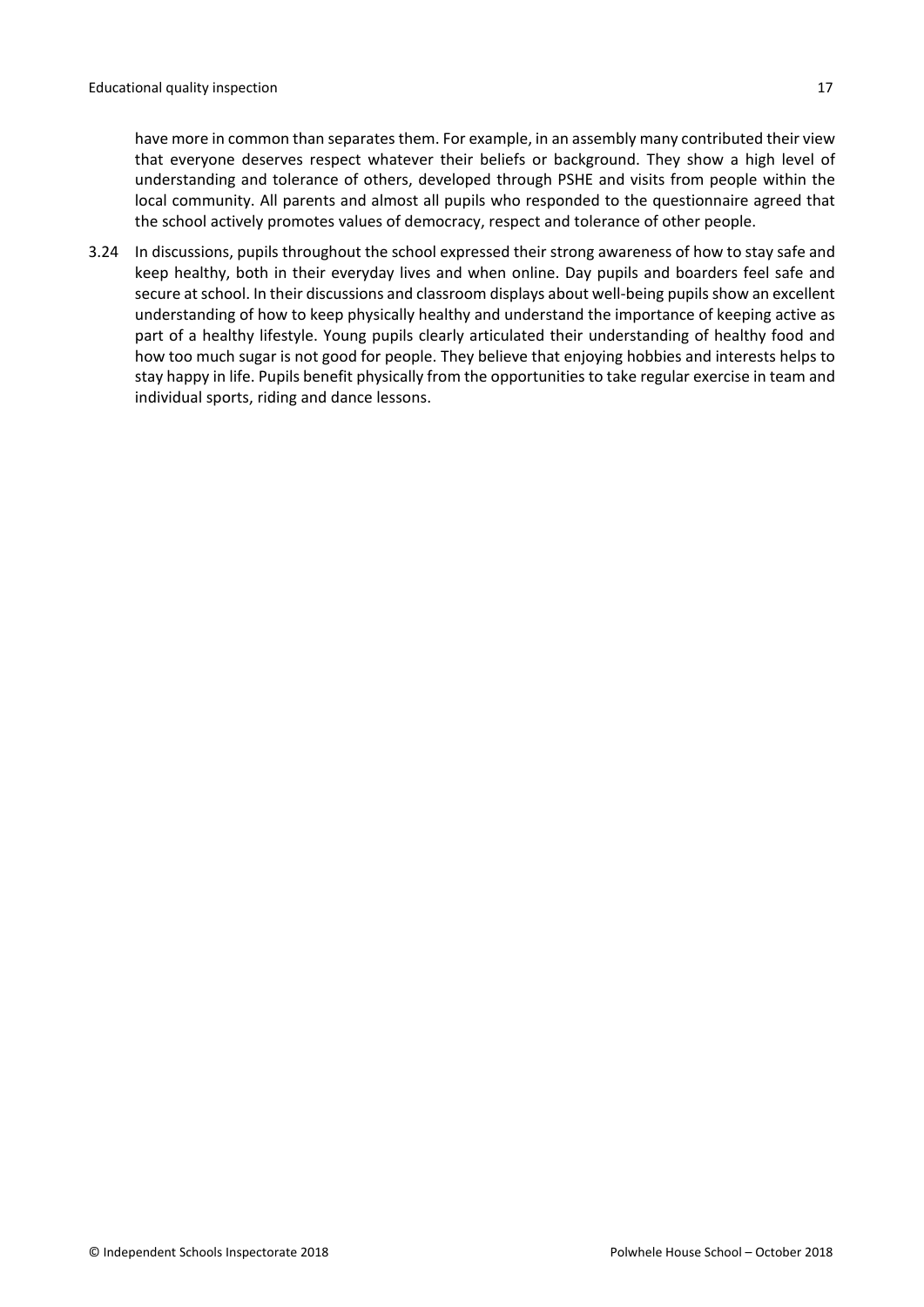have more in common than separates them. For example, in an assembly many contributed their view that everyone deserves respect whatever their beliefs or background. They show a high level of understanding and tolerance of others, developed through PSHE and visits from people within the local community. All parents and almost all pupils who responded to the questionnaire agreed that the school actively promotes values of democracy, respect and tolerance of other people.

3.24 In discussions, pupils throughout the school expressed their strong awareness of how to stay safe and keep healthy, both in their everyday lives and when online. Day pupils and boarders feel safe and secure at school. In their discussions and classroom displays about well-being pupils show an excellent understanding of how to keep physically healthy and understand the importance of keeping active as part of a healthy lifestyle. Young pupils clearly articulated their understanding of healthy food and how too much sugar is not good for people. They believe that enjoying hobbies and interests helps to stay happy in life. Pupils benefit physically from the opportunities to take regular exercise in team and individual sports, riding and dance lessons.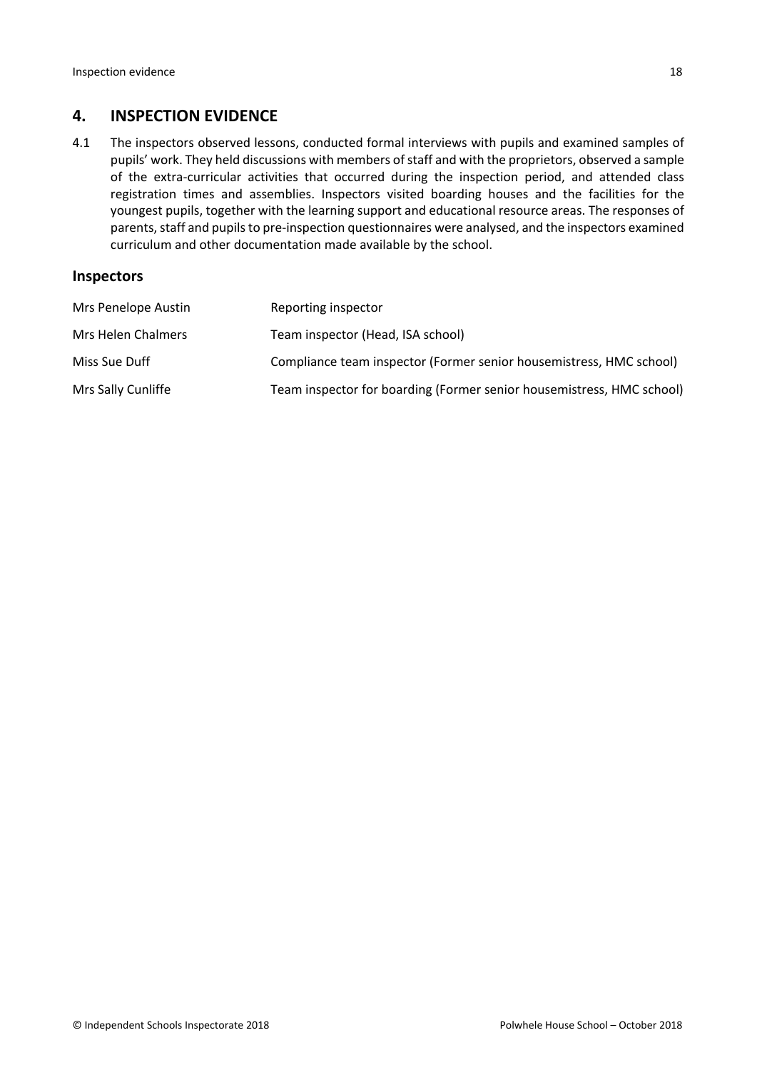## 4. INSPECTION EVIDENCE

4.1 The inspectors observed lessons, conducted formal interviews with pupils and examined samples of pupils' work. They held discussions with members of staff and with the proprietors, observed a sample of the extra-curricular activities that occurred during the inspection period, and attended class registration times and assemblies. Inspectors visited boarding houses and the facilities for the youngest pupils, together with the learning support and educational resource areas. The responses of parents, staff and pupils to pre-inspection questionnaires were analysed, and the inspectors examined curriculum and other documentation made available by the school.

### Inspectors

| | |
|---|---|
| Mrs Penelope Austin | Reporting inspector |
| Mrs Helen Chalmers | Team inspector (Head, ISA school) |
| Miss Sue Duff | Compliance team inspector (Former senior housemistress, HMC school) |
| Mrs Sally Cunliffe | Team inspector for boarding (Former senior housemistress, HMC school) |